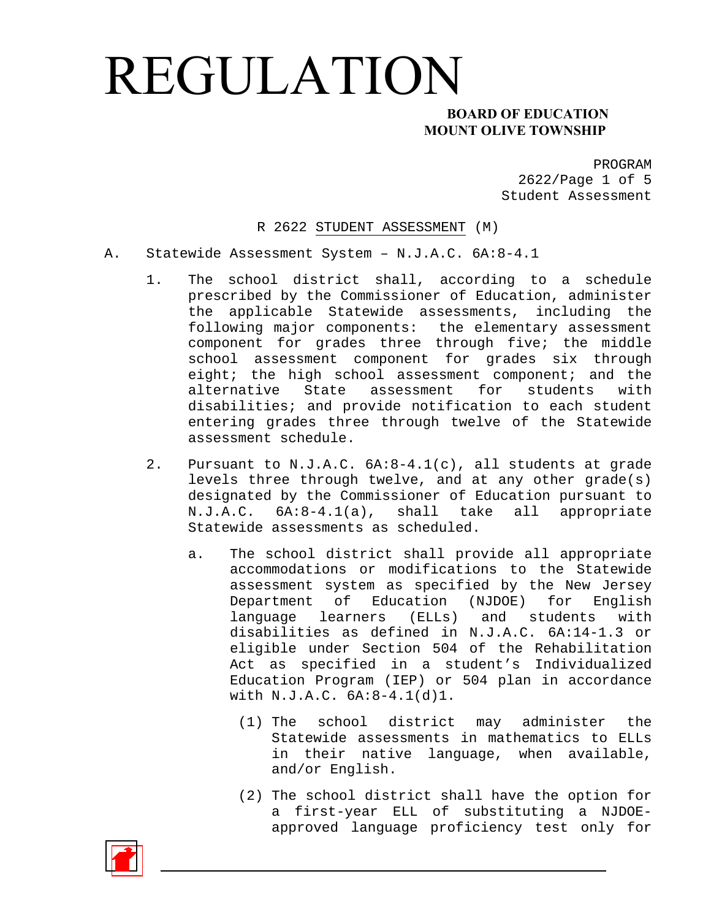# REGULATION

**BOARD OF EDUCATION**
**MOUNT OLIVE TOWNSHIP**

PROGRAM
2622/Page 1 of 5
Student Assessment

## R 2622 STUDENT ASSESSMENT (M)

A. Statewide Assessment System – N.J.A.C. 6A:8-4.1

1. The school district shall, according to a schedule prescribed by the Commissioner of Education, administer the applicable Statewide assessments, including the following major components: the elementary assessment component for grades three through five; the middle school assessment component for grades six through eight; the high school assessment component; and the alternative State assessment for students with disabilities; and provide notification to each student entering grades three through twelve of the Statewide assessment schedule.

2. Pursuant to N.J.A.C. 6A:8-4.1(c), all students at grade levels three through twelve, and at any other grade(s) designated by the Commissioner of Education pursuant to N.J.A.C. 6A:8-4.1(a), shall take all appropriate Statewide assessments as scheduled.

   a. The school district shall provide all appropriate accommodations or modifications to the Statewide assessment system as specified by the New Jersey Department of Education (NJDOE) for English language learners (ELLs) and students with disabilities as defined in N.J.A.C. 6A:14-1.3 or eligible under Section 504 of the Rehabilitation Act as specified in a student's Individualized Education Program (IEP) or 504 plan in accordance with N.J.A.C. 6A:8-4.1(d)1.

      (1) The school district may administer the Statewide assessments in mathematics to ELLs in their native language, when available, and/or English.

      (2) The school district shall have the option for a first-year ELL of substituting a NJDOE-approved language proficiency test only for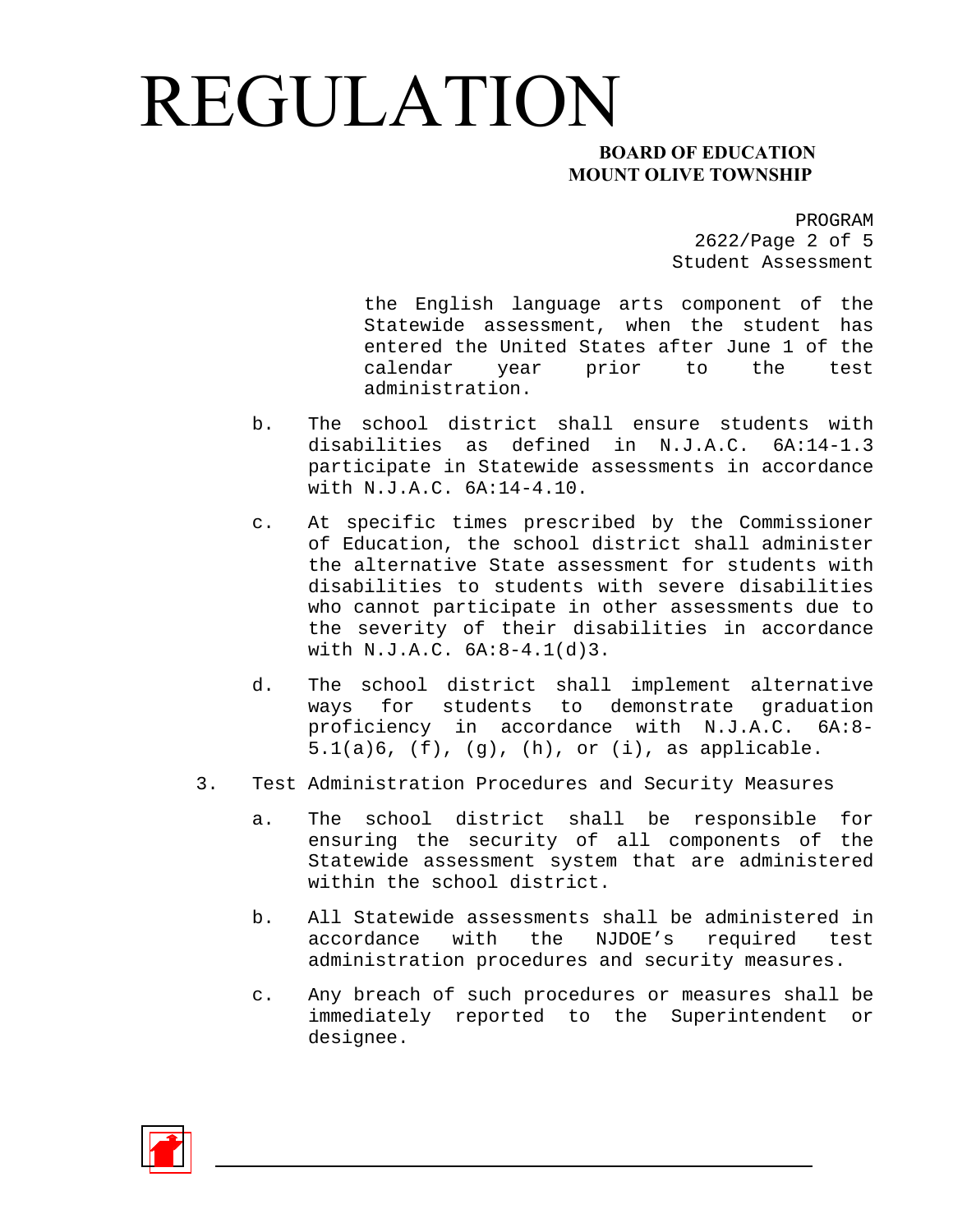the English language arts component of the Statewide assessment, when the student has entered the United States after June 1 of the calendar year prior to the test administration.

b. The school district shall ensure students with disabilities as defined in N.J.A.C. 6A:14-1.3 participate in Statewide assessments in accordance with N.J.A.C. 6A:14-4.10.

c. At specific times prescribed by the Commissioner of Education, the school district shall administer the alternative State assessment for students with disabilities to students with severe disabilities who cannot participate in other assessments due to the severity of their disabilities in accordance with N.J.A.C. 6A:8-4.1(d)3.

d. The school district shall implement alternative ways for students to demonstrate graduation proficiency in accordance with N.J.A.C. 6A:8-5.1(a)6, (f), (g), (h), or (i), as applicable.

3. Test Administration Procedures and Security Measures

a. The school district shall be responsible for ensuring the security of all components of the Statewide assessment system that are administered within the school district.

b. All Statewide assessments shall be administered in accordance with the NJDOE’s required test administration procedures and security measures.

c. Any breach of such procedures or measures shall be immediately reported to the Superintendent or designee.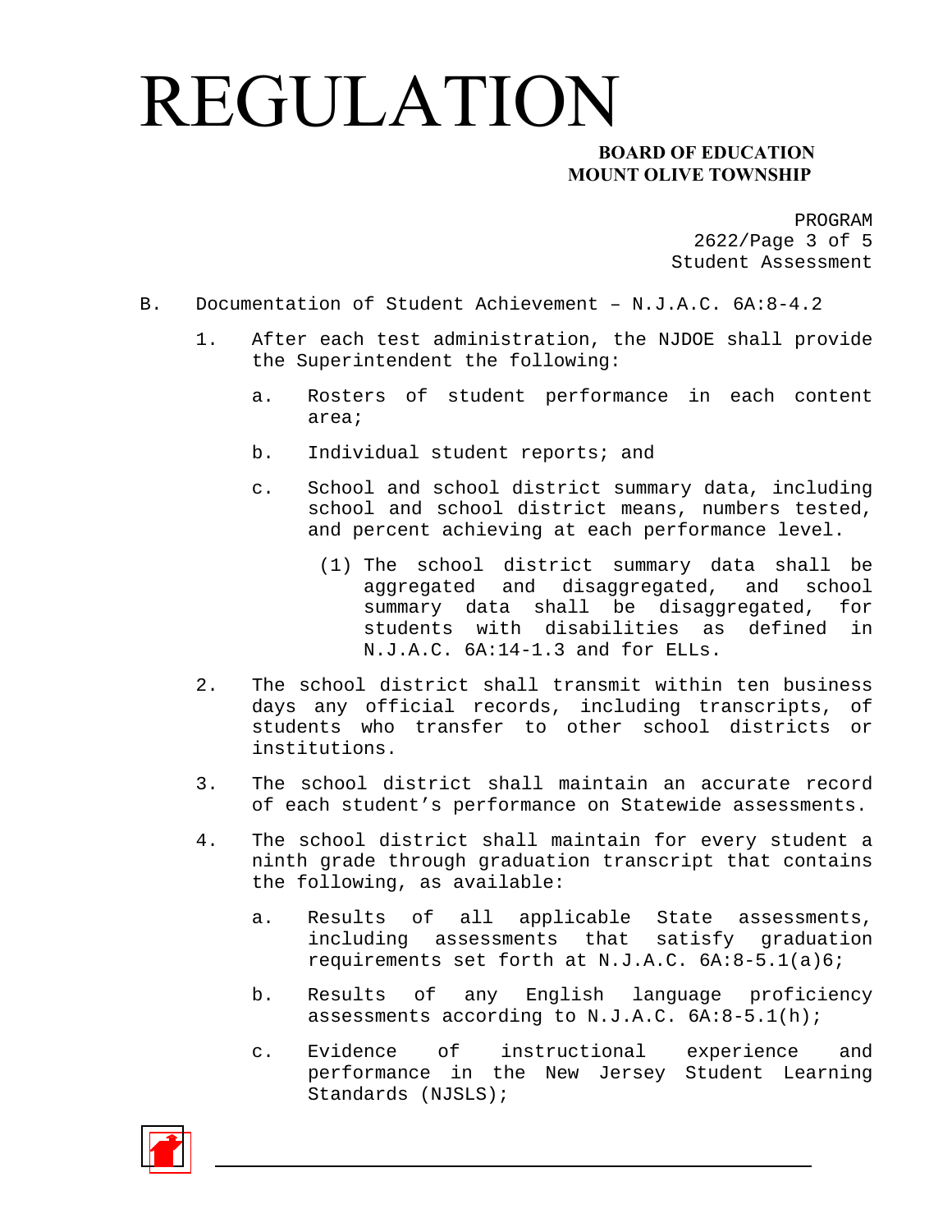B. Documentation of Student Achievement – N.J.A.C. 6A:8-4.2

1. After each test administration, the NJDOE shall provide the Superintendent the following:

   a. Rosters of student performance in each content area;

   b. Individual student reports; and

   c. School and school district summary data, including school and school district means, numbers tested, and percent achieving at each performance level.

      (1) The school district summary data shall be aggregated and disaggregated, and school summary data shall be disaggregated, for students with disabilities as defined in N.J.A.C. 6A:14-1.3 and for ELLs.

2. The school district shall transmit within ten business days any official records, including transcripts, of students who transfer to other school districts or institutions.

3. The school district shall maintain an accurate record of each student's performance on Statewide assessments.

4. The school district shall maintain for every student a ninth grade through graduation transcript that contains the following, as available:

   a. Results of all applicable State assessments, including assessments that satisfy graduation requirements set forth at N.J.A.C. 6A:8-5.1(a)6;

   b. Results of any English language proficiency assessments according to N.J.A.C. 6A:8-5.1(h);

   c. Evidence of instructional experience and performance in the New Jersey Student Learning Standards (NJSLS);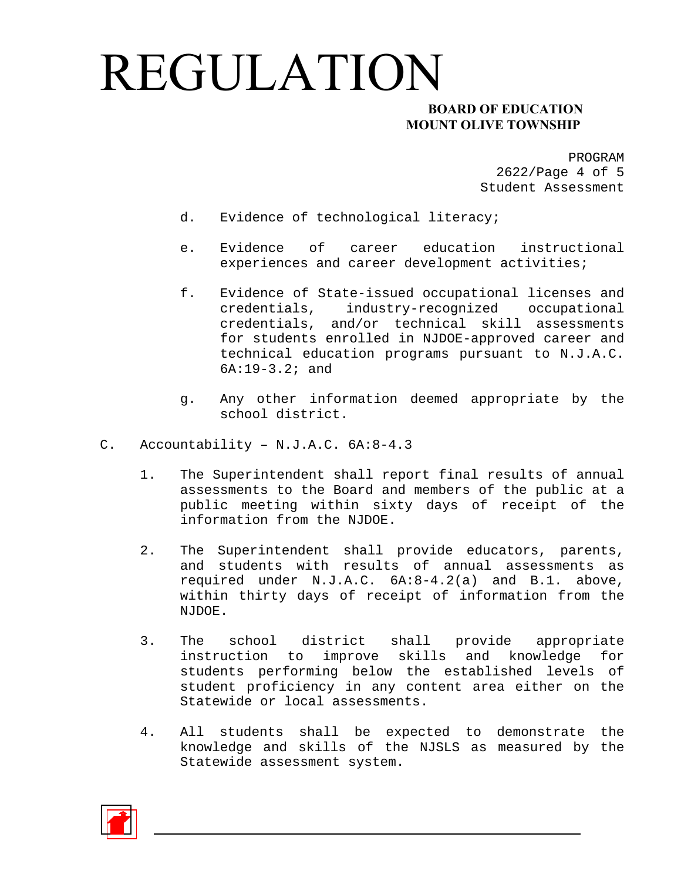d. Evidence of technological literacy;

e. Evidence of career education instructional experiences and career development activities;

f. Evidence of State-issued occupational licenses and credentials, industry-recognized occupational credentials, and/or technical skill assessments for students enrolled in NJDOE-approved career and technical education programs pursuant to N.J.A.C. 6A:19-3.2; and

g. Any other information deemed appropriate by the school district.

C. Accountability – N.J.A.C. 6A:8-4.3

1. The Superintendent shall report final results of annual assessments to the Board and members of the public at a public meeting within sixty days of receipt of the information from the NJDOE.

2. The Superintendent shall provide educators, parents, and students with results of annual assessments as required under N.J.A.C. 6A:8-4.2(a) and B.1. above, within thirty days of receipt of information from the NJDOE.

3. The school district shall provide appropriate instruction to improve skills and knowledge for students performing below the established levels of student proficiency in any content area either on the Statewide or local assessments.

4. All students shall be expected to demonstrate the knowledge and skills of the NJSLS as measured by the Statewide assessment system.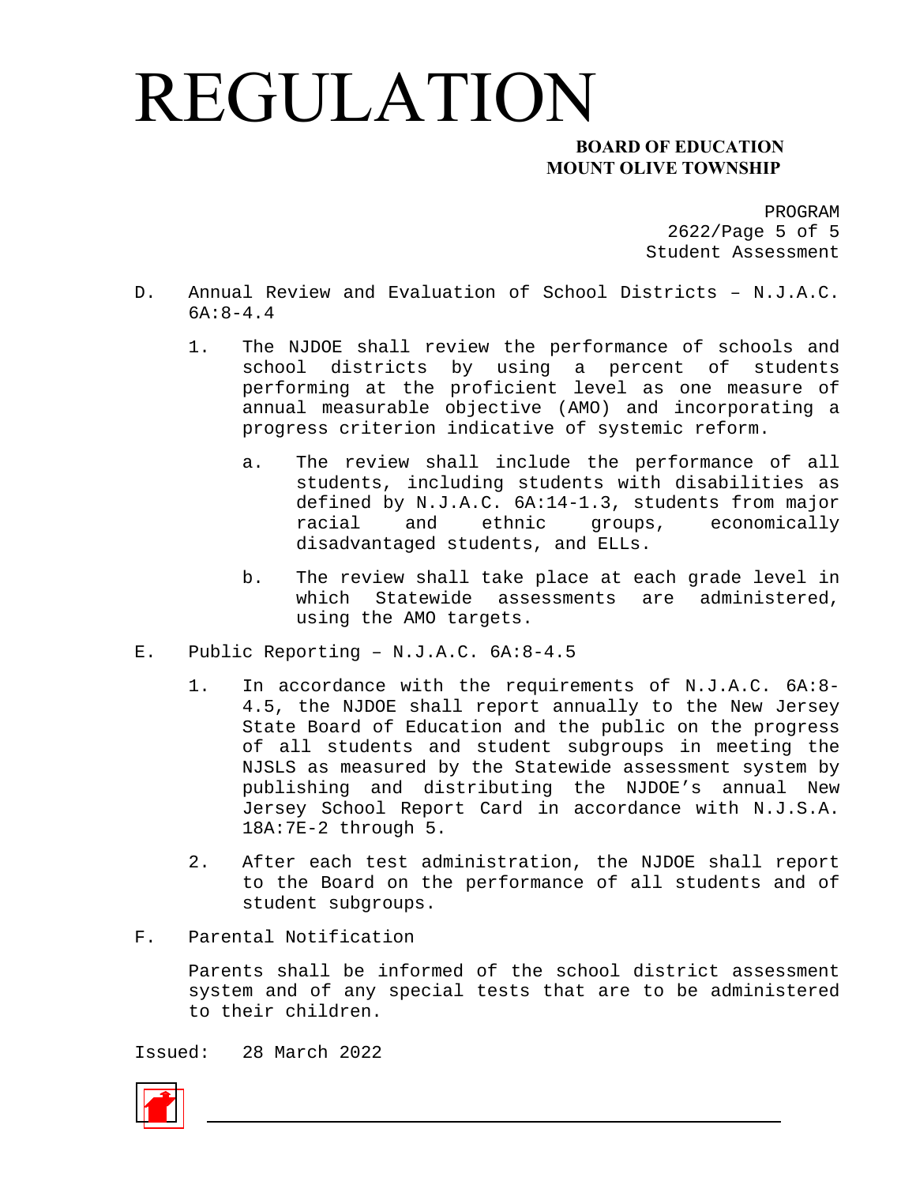D. Annual Review and Evaluation of School Districts – N.J.A.C. 6A:8-4.4

1. The NJDOE shall review the performance of schools and school districts by using a percent of students performing at the proficient level as one measure of annual measurable objective (AMO) and incorporating a progress criterion indicative of systemic reform.

   a. The review shall include the performance of all students, including students with disabilities as defined by N.J.A.C. 6A:14-1.3, students from major racial and ethnic groups, economically disadvantaged students, and ELLs.

   b. The review shall take place at each grade level in which Statewide assessments are administered, using the AMO targets.

E. Public Reporting – N.J.A.C. 6A:8-4.5

1. In accordance with the requirements of N.J.A.C. 6A:8-4.5, the NJDOE shall report annually to the New Jersey State Board of Education and the public on the progress of all students and student subgroups in meeting the NJSLS as measured by the Statewide assessment system by publishing and distributing the NJDOE's annual New Jersey School Report Card in accordance with N.J.S.A. 18A:7E-2 through 5.

2. After each test administration, the NJDOE shall report to the Board on the performance of all students and of student subgroups.

F. Parental Notification

Parents shall be informed of the school district assessment system and of any special tests that are to be administered to their children.

Issued: 28 March 2022